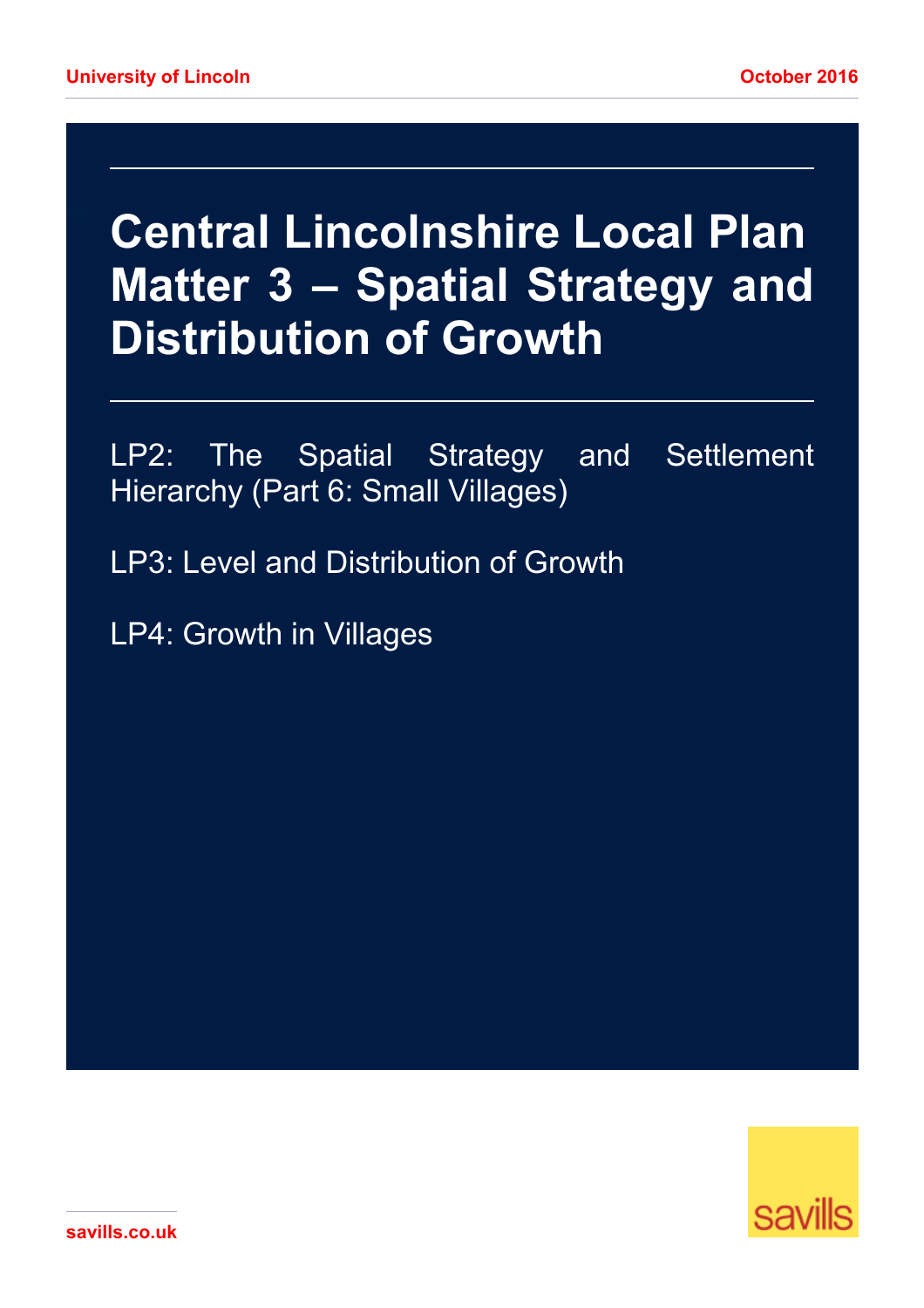University of Lincoln

October 2016

# Central Lincolnshire Local Plan Matter 3 – Spatial Strategy and Distribution of Growth

LP2: The Spatial Strategy and Settlement Hierarchy (Part 6: Small Villages)

LP3: Level and Distribution of Growth

LP4: Growth in Villages

savills

savills.co.uk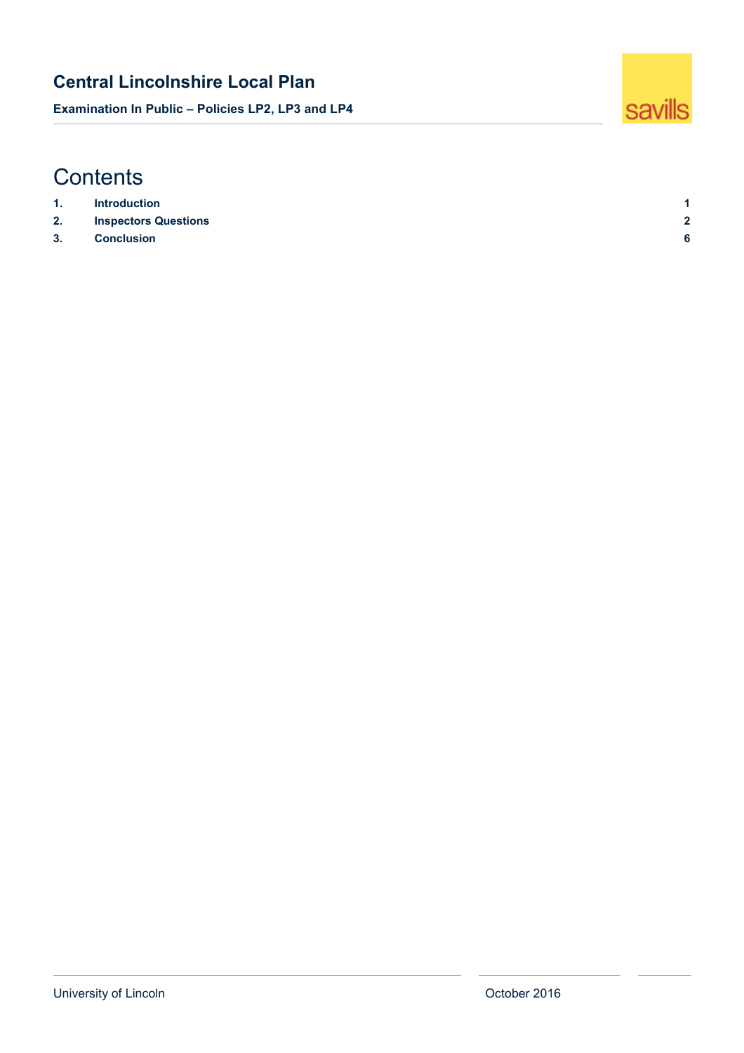# Contents

| | | |
|---|---|---|
| **1.** | **Introduction** | **1** |
| **2.** | **Inspectors Questions** | **2** |
| **3.** | **Conclusion** | **6** |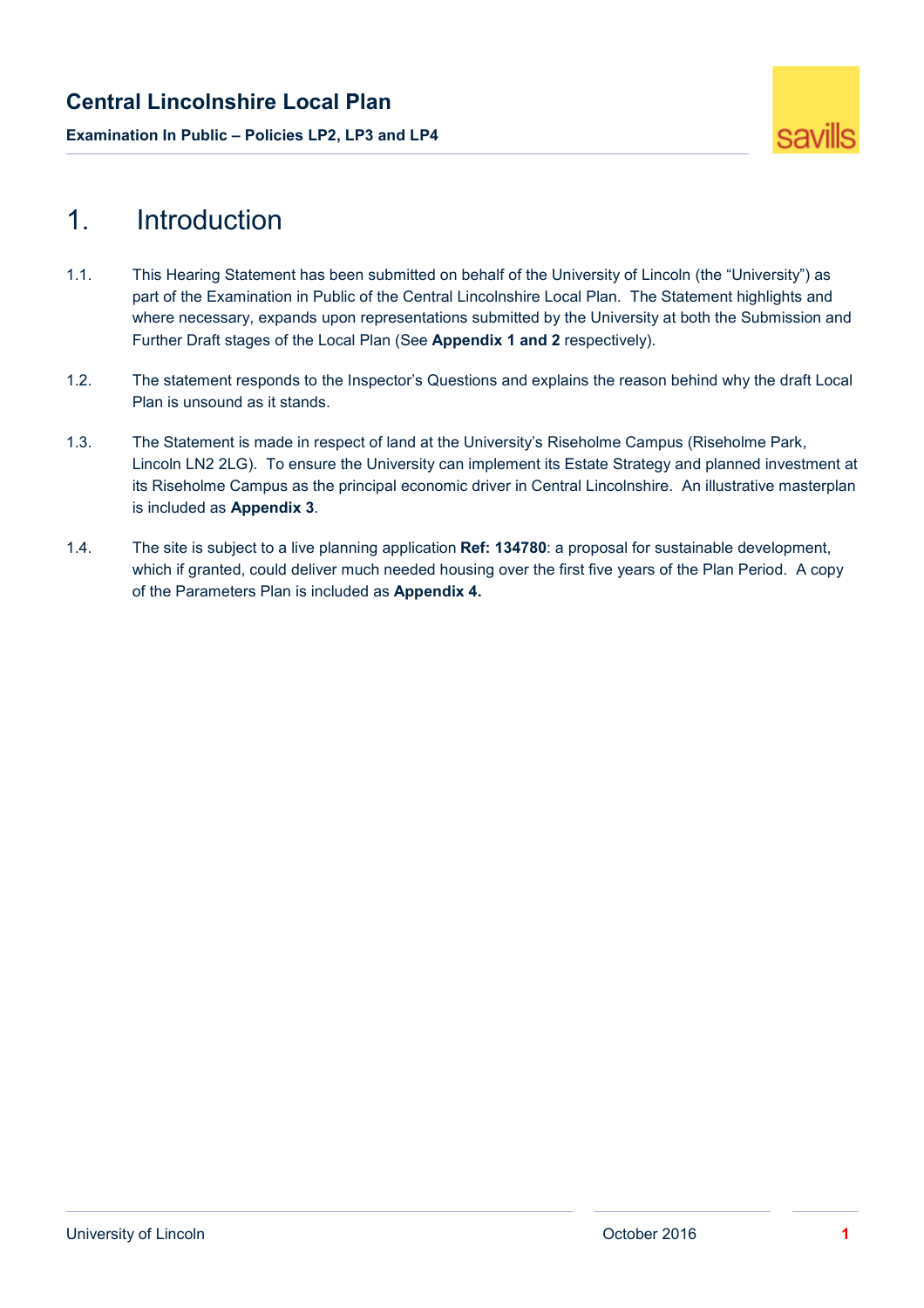# 1. Introduction

1.1. This Hearing Statement has been submitted on behalf of the University of Lincoln (the "University") as part of the Examination in Public of the Central Lincolnshire Local Plan. The Statement highlights and where necessary, expands upon representations submitted by the University at both the Submission and Further Draft stages of the Local Plan (See **Appendix 1 and 2** respectively).

1.2. The statement responds to the Inspector's Questions and explains the reason behind why the draft Local Plan is unsound as it stands.

1.3. The Statement is made in respect of land at the University's Riseholme Campus (Riseholme Park, Lincoln LN2 2LG). To ensure the University can implement its Estate Strategy and planned investment at its Riseholme Campus as the principal economic driver in Central Lincolnshire. An illustrative masterplan is included as **Appendix 3**.

1.4. The site is subject to a live planning application **Ref: 134780**: a proposal for sustainable development, which if granted, could deliver much needed housing over the first five years of the Plan Period. A copy of the Parameters Plan is included as **Appendix 4.**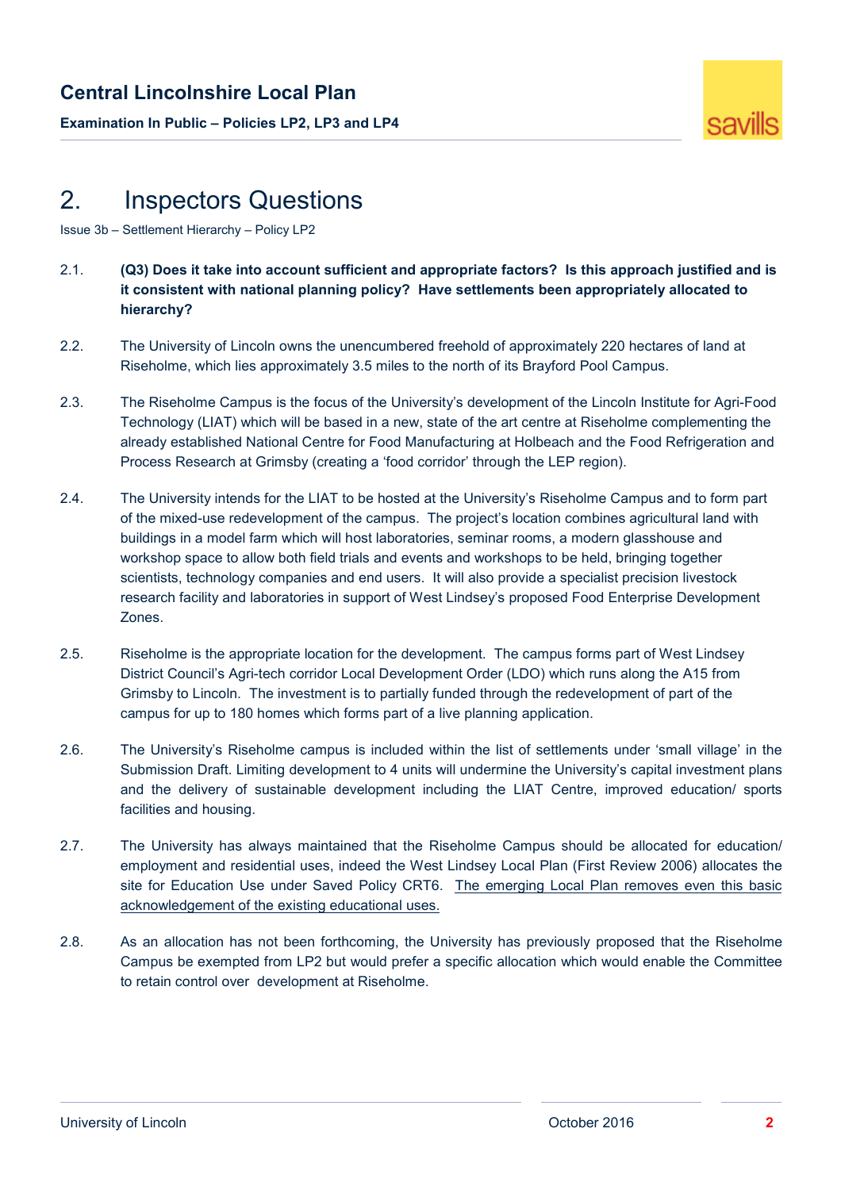# 2. Inspectors Questions

Issue 3b – Settlement Hierarchy – Policy LP2

2.1. **(Q3) Does it take into account sufficient and appropriate factors? Is this approach justified and is it consistent with national planning policy? Have settlements been appropriately allocated to hierarchy?**

2.2. The University of Lincoln owns the unencumbered freehold of approximately 220 hectares of land at Riseholme, which lies approximately 3.5 miles to the north of its Brayford Pool Campus.

2.3. The Riseholme Campus is the focus of the University's development of the Lincoln Institute for Agri-Food Technology (LIAT) which will be based in a new, state of the art centre at Riseholme complementing the already established National Centre for Food Manufacturing at Holbeach and the Food Refrigeration and Process Research at Grimsby (creating a 'food corridor' through the LEP region).

2.4. The University intends for the LIAT to be hosted at the University's Riseholme Campus and to form part of the mixed-use redevelopment of the campus. The project's location combines agricultural land with buildings in a model farm which will host laboratories, seminar rooms, a modern glasshouse and workshop space to allow both field trials and events and workshops to be held, bringing together scientists, technology companies and end users. It will also provide a specialist precision livestock research facility and laboratories in support of West Lindsey's proposed Food Enterprise Development Zones.

2.5. Riseholme is the appropriate location for the development. The campus forms part of West Lindsey District Council's Agri-tech corridor Local Development Order (LDO) which runs along the A15 from Grimsby to Lincoln. The investment is to partially funded through the redevelopment of part of the campus for up to 180 homes which forms part of a live planning application.

2.6. The University's Riseholme campus is included within the list of settlements under 'small village' in the Submission Draft. Limiting development to 4 units will undermine the University's capital investment plans and the delivery of sustainable development including the LIAT Centre, improved education/ sports facilities and housing.

2.7. The University has always maintained that the Riseholme Campus should be allocated for education/ employment and residential uses, indeed the West Lindsey Local Plan (First Review 2006) allocates the site for Education Use under Saved Policy CRT6. <u>The emerging Local Plan removes even this basic acknowledgement of the existing educational uses.</u>

2.8. As an allocation has not been forthcoming, the University has previously proposed that the Riseholme Campus be exempted from LP2 but would prefer a specific allocation which would enable the Committee to retain control over development at Riseholme.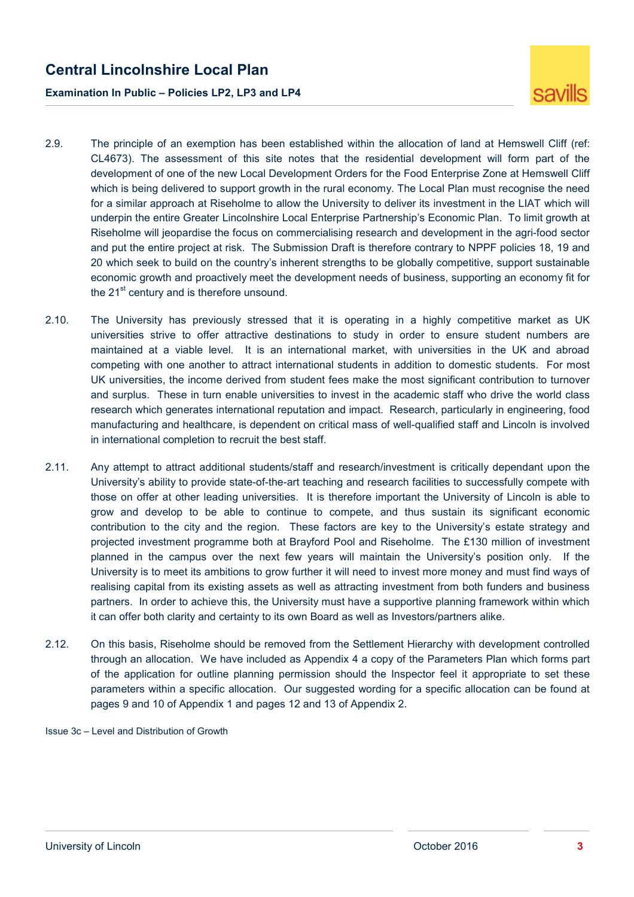2.9. The principle of an exemption has been established within the allocation of land at Hemswell Cliff (ref: CL4673). The assessment of this site notes that the residential development will form part of the development of one of the new Local Development Orders for the Food Enterprise Zone at Hemswell Cliff which is being delivered to support growth in the rural economy. The Local Plan must recognise the need for a similar approach at Riseholme to allow the University to deliver its investment in the LIAT which will underpin the entire Greater Lincolnshire Local Enterprise Partnership's Economic Plan. To limit growth at Riseholme will jeopardise the focus on commercialising research and development in the agri-food sector and put the entire project at risk. The Submission Draft is therefore contrary to NPPF policies 18, 19 and 20 which seek to build on the country's inherent strengths to be globally competitive, support sustainable economic growth and proactively meet the development needs of business, supporting an economy fit for the 21st century and is therefore unsound.

2.10. The University has previously stressed that it is operating in a highly competitive market as UK universities strive to offer attractive destinations to study in order to ensure student numbers are maintained at a viable level. It is an international market, with universities in the UK and abroad competing with one another to attract international students in addition to domestic students. For most UK universities, the income derived from student fees make the most significant contribution to turnover and surplus. These in turn enable universities to invest in the academic staff who drive the world class research which generates international reputation and impact. Research, particularly in engineering, food manufacturing and healthcare, is dependent on critical mass of well-qualified staff and Lincoln is involved in international completion to recruit the best staff.

2.11. Any attempt to attract additional students/staff and research/investment is critically dependant upon the University's ability to provide state-of-the-art teaching and research facilities to successfully compete with those on offer at other leading universities. It is therefore important the University of Lincoln is able to grow and develop to be able to continue to compete, and thus sustain its significant economic contribution to the city and the region. These factors are key to the University's estate strategy and projected investment programme both at Brayford Pool and Riseholme. The £130 million of investment planned in the campus over the next few years will maintain the University's position only. If the University is to meet its ambitions to grow further it will need to invest more money and must find ways of realising capital from its existing assets as well as attracting investment from both funders and business partners. In order to achieve this, the University must have a supportive planning framework within which it can offer both clarity and certainty to its own Board as well as Investors/partners alike.

2.12. On this basis, Riseholme should be removed from the Settlement Hierarchy with development controlled through an allocation. We have included as Appendix 4 a copy of the Parameters Plan which forms part of the application for outline planning permission should the Inspector feel it appropriate to set these parameters within a specific allocation. Our suggested wording for a specific allocation can be found at pages 9 and 10 of Appendix 1 and pages 12 and 13 of Appendix 2.

Issue 3c – Level and Distribution of Growth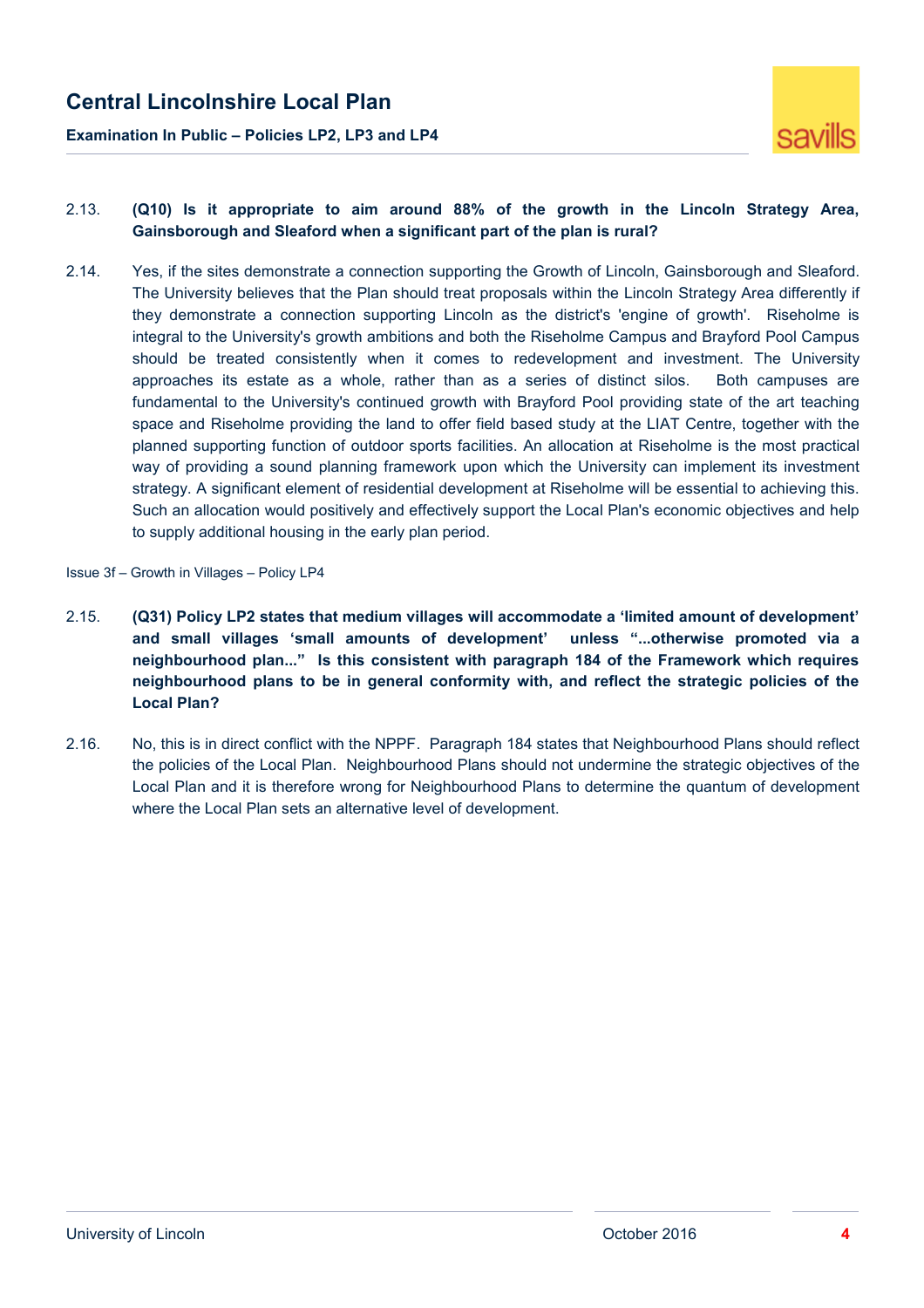2.13. **(Q10) Is it appropriate to aim around 88% of the growth in the Lincoln Strategy Area, Gainsborough and Sleaford when a significant part of the plan is rural?**

2.14. Yes, if the sites demonstrate a connection supporting the Growth of Lincoln, Gainsborough and Sleaford. The University believes that the Plan should treat proposals within the Lincoln Strategy Area differently if they demonstrate a connection supporting Lincoln as the district's 'engine of growth'. Riseholme is integral to the University's growth ambitions and both the Riseholme Campus and Brayford Pool Campus should be treated consistently when it comes to redevelopment and investment. The University approaches its estate as a whole, rather than as a series of distinct silos. Both campuses are fundamental to the University's continued growth with Brayford Pool providing state of the art teaching space and Riseholme providing the land to offer field based study at the LIAT Centre, together with the planned supporting function of outdoor sports facilities. An allocation at Riseholme is the most practical way of providing a sound planning framework upon which the University can implement its investment strategy. A significant element of residential development at Riseholme will be essential to achieving this. Such an allocation would positively and effectively support the Local Plan's economic objectives and help to supply additional housing in the early plan period.

Issue 3f – Growth in Villages – Policy LP4

2.15. **(Q31) Policy LP2 states that medium villages will accommodate a 'limited amount of development' and small villages 'small amounts of development' unless "...otherwise promoted via a neighbourhood plan..." Is this consistent with paragraph 184 of the Framework which requires neighbourhood plans to be in general conformity with, and reflect the strategic policies of the Local Plan?**

2.16. No, this is in direct conflict with the NPPF. Paragraph 184 states that Neighbourhood Plans should reflect the policies of the Local Plan. Neighbourhood Plans should not undermine the strategic objectives of the Local Plan and it is therefore wrong for Neighbourhood Plans to determine the quantum of development where the Local Plan sets an alternative level of development.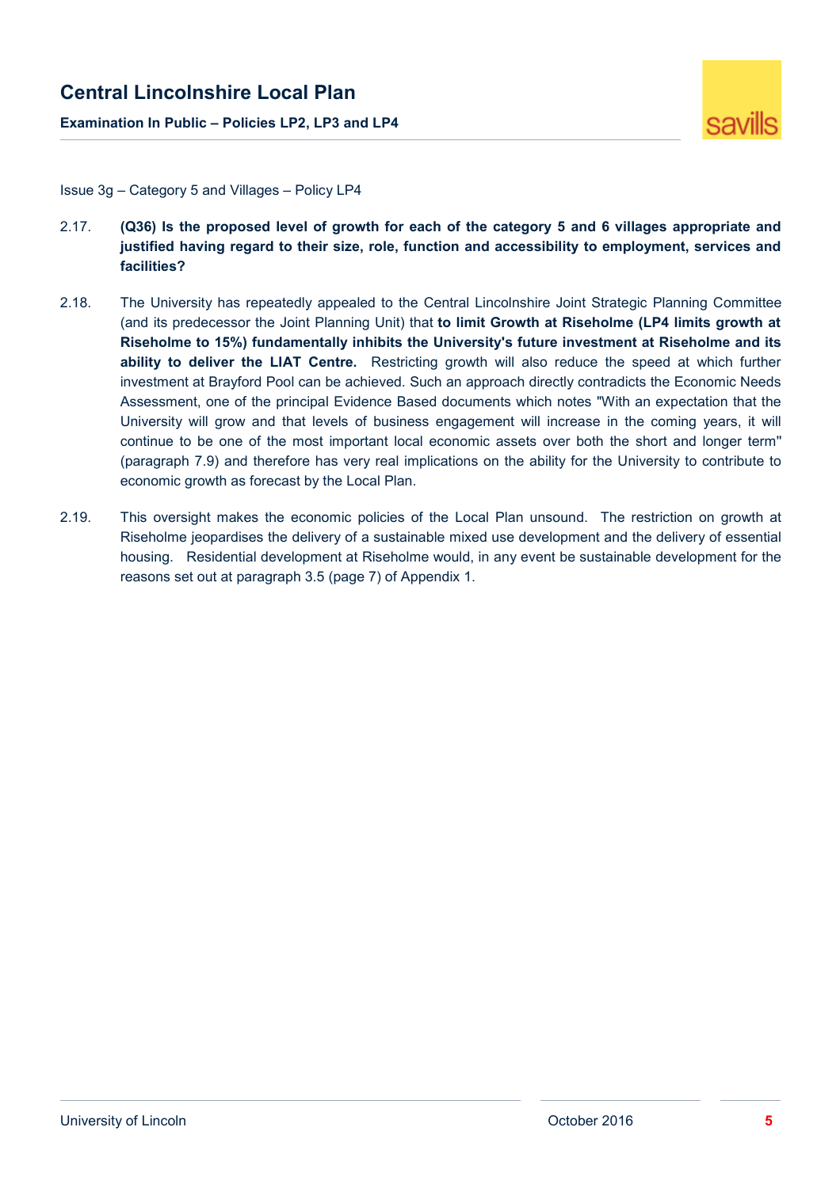Issue 3g – Category 5 and Villages – Policy LP4

2.17. **(Q36) Is the proposed level of growth for each of the category 5 and 6 villages appropriate and justified having regard to their size, role, function and accessibility to employment, services and facilities?**

2.18. The University has repeatedly appealed to the Central Lincolnshire Joint Strategic Planning Committee (and its predecessor the Joint Planning Unit) that **to limit Growth at Riseholme (LP4 limits growth at Riseholme to 15%) fundamentally inhibits the University's future investment at Riseholme and its ability to deliver the LIAT Centre.** Restricting growth will also reduce the speed at which further investment at Brayford Pool can be achieved. Such an approach directly contradicts the Economic Needs Assessment, one of the principal Evidence Based documents which notes "With an expectation that the University will grow and that levels of business engagement will increase in the coming years, it will continue to be one of the most important local economic assets over both the short and longer term" (paragraph 7.9) and therefore has very real implications on the ability for the University to contribute to economic growth as forecast by the Local Plan.

2.19. This oversight makes the economic policies of the Local Plan unsound. The restriction on growth at Riseholme jeopardises the delivery of a sustainable mixed use development and the delivery of essential housing. Residential development at Riseholme would, in any event be sustainable development for the reasons set out at paragraph 3.5 (page 7) of Appendix 1.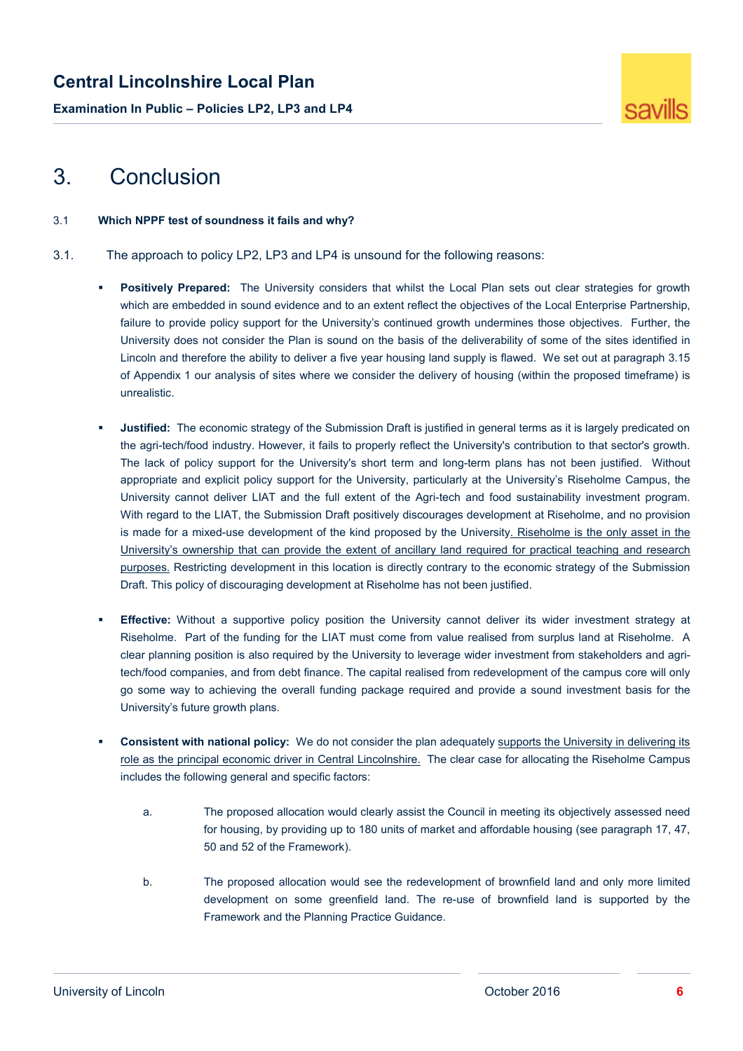# 3. Conclusion

3.1 **Which NPPF test of soundness it fails and why?**

3.1. The approach to policy LP2, LP3 and LP4 is unsound for the following reasons:

- **Positively Prepared:** The University considers that whilst the Local Plan sets out clear strategies for growth which are embedded in sound evidence and to an extent reflect the objectives of the Local Enterprise Partnership, failure to provide policy support for the University's continued growth undermines those objectives. Further, the University does not consider the Plan is sound on the basis of the deliverability of some of the sites identified in Lincoln and therefore the ability to deliver a five year housing land supply is flawed. We set out at paragraph 3.15 of Appendix 1 our analysis of sites where we consider the delivery of housing (within the proposed timeframe) is unrealistic.

- **Justified:** The economic strategy of the Submission Draft is justified in general terms as it is largely predicated on the agri-tech/food industry. However, it fails to properly reflect the University's contribution to that sector's growth. The lack of policy support for the University's short term and long-term plans has not been justified. Without appropriate and explicit policy support for the University, particularly at the University's Riseholme Campus, the University cannot deliver LIAT and the full extent of the Agri-tech and food sustainability investment program. With regard to the LIAT, the Submission Draft positively discourages development at Riseholme, and no provision is made for a mixed-use development of the kind proposed by the University. Riseholme is the only asset in the University's ownership that can provide the extent of ancillary land required for practical teaching and research purposes. Restricting development in this location is directly contrary to the economic strategy of the Submission Draft. This policy of discouraging development at Riseholme has not been justified.

- **Effective:** Without a supportive policy position the University cannot deliver its wider investment strategy at Riseholme. Part of the funding for the LIAT must come from value realised from surplus land at Riseholme. A clear planning position is also required by the University to leverage wider investment from stakeholders and agri-tech/food companies, and from debt finance. The capital realised from redevelopment of the campus core will only go some way to achieving the overall funding package required and provide a sound investment basis for the University's future growth plans.

- **Consistent with national policy:** We do not consider the plan adequately supports the University in delivering its role as the principal economic driver in Central Lincolnshire. The clear case for allocating the Riseholme Campus includes the following general and specific factors:

  a. The proposed allocation would clearly assist the Council in meeting its objectively assessed need for housing, by providing up to 180 units of market and affordable housing (see paragraph 17, 47, 50 and 52 of the Framework).

  b. The proposed allocation would see the redevelopment of brownfield land and only more limited development on some greenfield land. The re-use of brownfield land is supported by the Framework and the Planning Practice Guidance.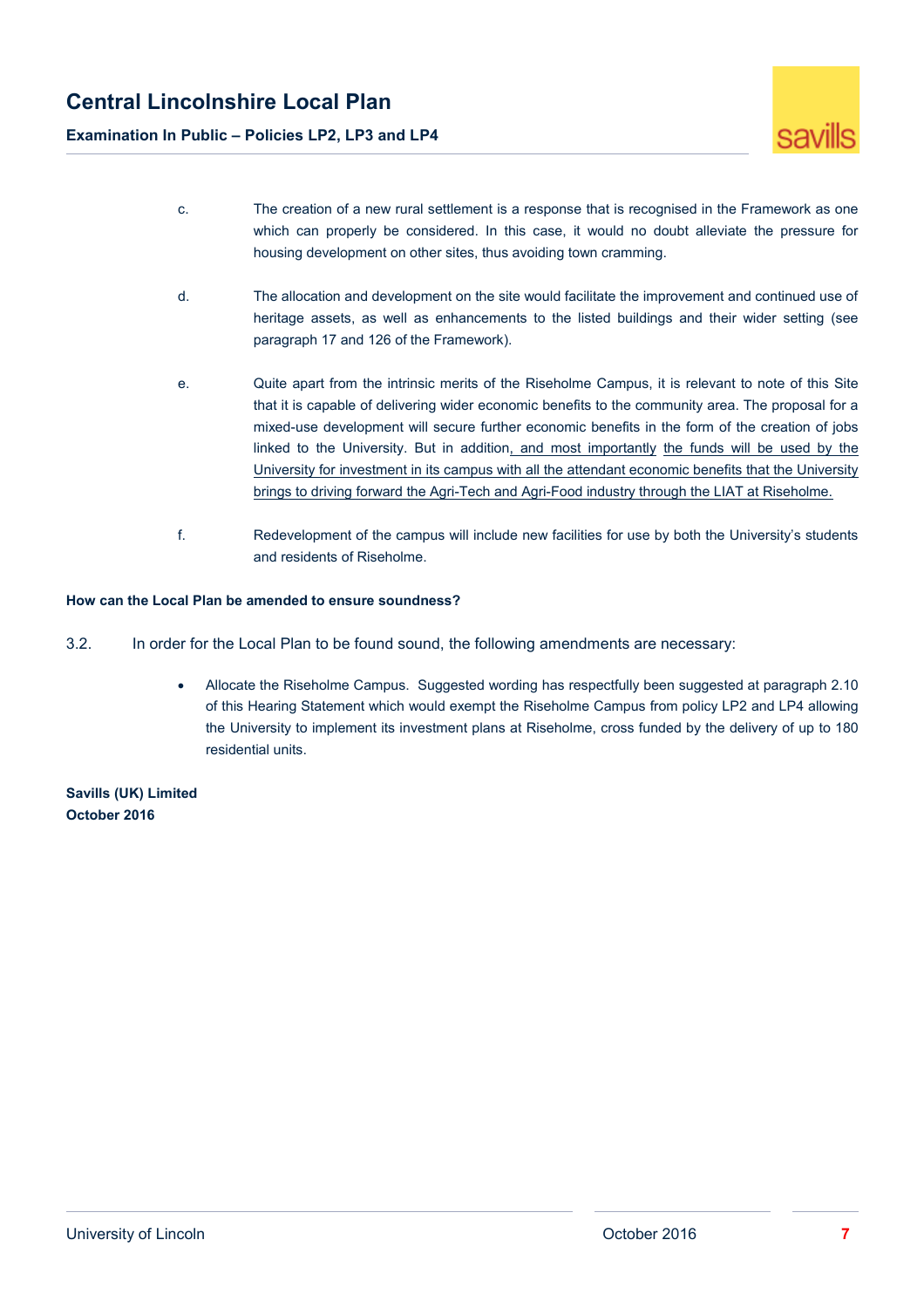c. The creation of a new rural settlement is a response that is recognised in the Framework as one which can properly be considered. In this case, it would no doubt alleviate the pressure for housing development on other sites, thus avoiding town cramming.

d. The allocation and development on the site would facilitate the improvement and continued use of heritage assets, as well as enhancements to the listed buildings and their wider setting (see paragraph 17 and 126 of the Framework).

e. Quite apart from the intrinsic merits of the Riseholme Campus, it is relevant to note of this Site that it is capable of delivering wider economic benefits to the community area. The proposal for a mixed-use development will secure further economic benefits in the form of the creation of jobs linked to the University. But in addition, and most importantly the funds will be used by the University for investment in its campus with all the attendant economic benefits that the University brings to driving forward the Agri-Tech and Agri-Food industry through the LIAT at Riseholme.

f. Redevelopment of the campus will include new facilities for use by both the University's students and residents of Riseholme.

**How can the Local Plan be amended to ensure soundness?**

3.2. In order for the Local Plan to be found sound, the following amendments are necessary:

- Allocate the Riseholme Campus. Suggested wording has respectfully been suggested at paragraph 2.10 of this Hearing Statement which would exempt the Riseholme Campus from policy LP2 and LP4 allowing the University to implement its investment plans at Riseholme, cross funded by the delivery of up to 180 residential units.

**Savills (UK) Limited**
**October 2016**